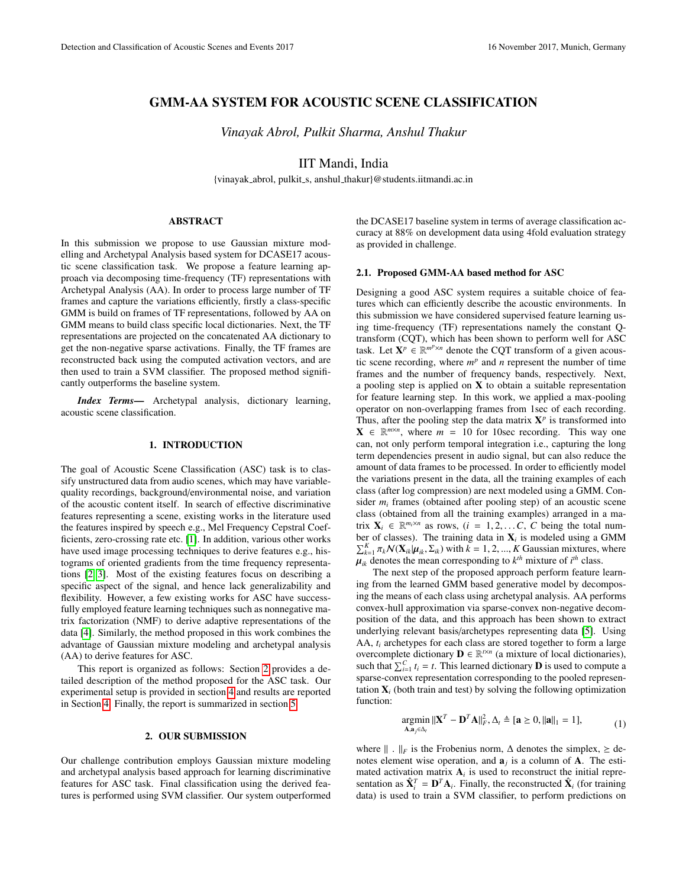# GMM-AA SYSTEM FOR ACOUSTIC SCENE CLASSIFICATION

*Vinayak Abrol, Pulkit Sharma, Anshul Thakur*

IIT Mandi, India

{vinayak_abrol, pulkit_s, anshul_thakur}@students.iitmandi.ac.in

## ABSTRACT

In this submission we propose to use Gaussian mixture modelling and Archetypal Analysis based system for DCASE17 acoustic scene classification task. We propose a feature learning approach via decomposing time-frequency (TF) representations with Archetypal Analysis (AA). In order to process large number of TF frames and capture the variations efficiently, firstly a class-specific GMM is build on frames of TF representations, followed by AA on GMM means to build class specific local dictionaries. Next, the TF representations are projected on the concatenated AA dictionary to get the non-negative sparse activations. Finally, the TF frames are reconstructed back using the computed activation vectors, and are then used to train a SVM classifier. The proposed method significantly outperforms the baseline system.

***Index Terms*—** Archetypal analysis, dictionary learning, acoustic scene classification.

## 1. INTRODUCTION

The goal of Acoustic Scene Classification (ASC) task is to classify unstructured data from audio scenes, which may have variable-quality recordings, background/environmental noise, and variation of the acoustic content itself. In search of effective discriminative features representing a scene, existing works in the literature used the features inspired by speech e.g., Mel Frequency Cepstral Coefficients, zero-crossing rate etc. [1]. In addition, various other works have used image processing techniques to derive features e.g., histograms of oriented gradients from the time frequency representations [2, 3]. Most of the existing features focus on describing a specific aspect of the signal, and hence lack generalizability and flexibility. However, a few existing works for ASC have successfully employed feature learning techniques such as nonnegative matrix factorization (NMF) to derive adaptive representations of the data [4]. Similarly, the method proposed in this work combines the advantage of Gaussian mixture modeling and archetypal analysis (AA) to derive features for ASC.

This report is organized as follows: Section 2 provides a detailed description of the method proposed for the ASC task. Our experimental setup is provided in section 4 and results are reported in Section 4. Finally, the report is summarized in section 5.

## 2. OUR SUBMISSION

Our challenge contribution employs Gaussian mixture modeling and archetypal analysis based approach for learning discriminative features for ASC task. Final classification using the derived features is performed using SVM classifier. Our system outperformed the DCASE17 baseline system in terms of average classification accuracy at 88% on development data using 4fold evaluation strategy as provided in challenge.

### 2.1. Proposed GMM-AA based method for ASC

Designing a good ASC system requires a suitable choice of features which can efficiently describe the acoustic environments. In this submission we have considered supervised feature learning using time-frequency (TF) representations namely the constant Q-transform (CQT), which has been shown to perform well for ASC task. Let $\mathbf{X}^p \in \mathbb{R}^{m^p \times n}$ denote the CQT transform of a given acoustic scene recording, where $m^p$ and $n$ represent the number of time frames and the number of frequency bands, respectively. Next, a pooling step is applied on $\mathbf{X}$ to obtain a suitable representation for feature learning step. In this work, we applied a max-pooling operator on non-overlapping frames from 1sec of each recording. Thus, after the pooling step the data matrix $\mathbf{X}^p$ is transformed into $\mathbf{X} \in \mathbb{R}^{m \times n}$, where $m = 10$ for 10sec recording. This way one can, not only perform temporal integration i.e., capturing the long term dependencies present in audio signal, but can also reduce the amount of data frames to be processed. In order to efficiently model the variations present in the data, all the training examples of each class (after log compression) are next modeled using a GMM. Consider $m_i$ frames (obtained after pooling step) of an acoustic scene class (obtained from all the training examples) arranged in a matrix $\mathbf{X}_i \in \mathbb{R}^{m_i \times n}$ as rows, ($i = 1, 2, \ldots C$, $C$ being the total number of classes). The training data in $\mathbf{X}_i$ is modeled using a GMM $\sum_{k=1}^{K} \pi_k \mathcal{N}(\mathbf{X}_{ik}|\boldsymbol{\mu}_{ik}, \Sigma_{ik})$ with $k = 1, 2, ..., K$ Gaussian mixtures, where $\boldsymbol{\mu}_{ik}$ denotes the mean corresponding to $k^{th}$ mixture of $i^{th}$ class.

The next step of the proposed approach perform feature learning from the learned GMM based generative model by decomposing the means of each class using archetypal analysis. AA performs convex-hull approximation via sparse-convex non-negative decomposition of the data, and this approach has been shown to extract underlying relevant basis/archetypes representing data [5]. Using AA, $t_i$ archetypes for each class are stored together to form a large overcomplete dictionary $\mathbf{D} \in \mathbb{R}^{t \times n}$ (a mixture of local dictionaries), such that $\sum_{i=1}^{C} t_i = t$. This learned dictionary $\mathbf{D}$ is used to compute a sparse-convex representation corresponding to the pooled representation $\mathbf{X}_i$ (both train and test) by solving the following optimization function:

$$\underset{\mathbf{A}, \mathbf{a}_j \in \Delta_t}{\operatorname{argmin}} \|\mathbf{X}^T - \mathbf{D}^T \mathbf{A}\|_F^2, \Delta_t \triangleq [\mathbf{a} \geq 0, \|\mathbf{a}\|_1 = 1], \tag{1}$$

where $\|\ .\ \|_F$ is the Frobenius norm, $\Delta$ denotes the simplex, $\geq$ denotes element wise operation, and $\mathbf{a}_j$ is a column of $\mathbf{A}$. The estimated activation matrix $\mathbf{A}_i$ is used to reconstruct the initial representation as $\hat{\mathbf{X}}_i^T = \mathbf{D}^T \mathbf{A}_i$. Finally, the reconstructed $\hat{\mathbf{X}}_i$ (for training data) is used to train a SVM classifier, to perform predictions on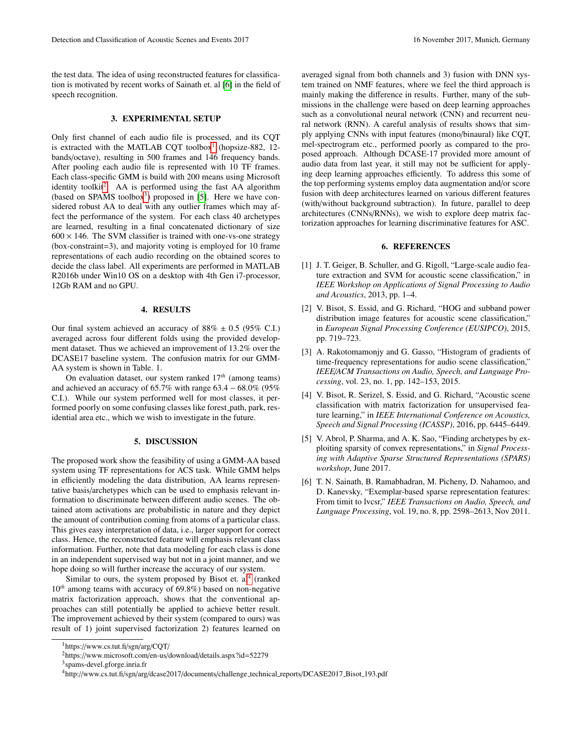the test data. The idea of using reconstructed features for classification is motivated by recent works of Sainath et. al [6] in the field of speech recognition.

## 3. EXPERIMENTAL SETUP

Only first channel of each audio file is processed, and its CQT is extracted with the MATLAB CQT toolbox[1] (hopsize-882, 12-bands/octave), resulting in 500 frames and 146 frequency bands. After pooling each audio file is represented with 10 TF frames. Each class-specific GMM is build with 200 means using Microsoft identity toolkit[2]. AA is performed using the fast AA algorithm (based on SPAMS toolbox[3]) proposed in [5]. Here we have considered robust AA to deal with any outlier frames which may affect the performance of the system. For each class 40 archetypes are learned, resulting in a final concatenated dictionary of size $600 \times 146$. The SVM classifier is trained with one-vs-one strategy (box-constraint=3), and majority voting is employed for 10 frame representations of each audio recording on the obtained scores to decide the class label. All experiments are performed in MATLAB R2016b under Win10 OS on a desktop with 4th Gen i7-processor, 12Gb RAM and no GPU.

## 4. RESULTS

Our final system achieved an accuracy of 88% ± 0.5 (95% C.I.) averaged across four different folds using the provided development dataset. Thus we achieved an improvement of 13.2% over the DCASE17 baseline system. The confusion matrix for our GMM-AA system is shown in Table. 1.

On evaluation dataset, our system ranked $17^{th}$ (among teams) and achieved an accuracy of 65.7% with range 63.4 – 68.0% (95% C.I.). While our system performed well for most classes, it performed poorly on some confusing classes like forest_path, park, residential area etc., which we wish to investigate in the future.

## 5. DISCUSSION

The proposed work show the feasibility of using a GMM-AA based system using TF representations for ACS task. While GMM helps in efficiently modeling the data distribution, AA learns representative basis/archetypes which can be used to emphasis relevant information to discriminate between different audio scenes. The obtained atom activations are probabilistic in nature and they depict the amount of contribution coming from atoms of a particular class. This gives easy interpretation of data, i.e., larger support for correct class. Hence, the reconstructed feature will emphasis relevant class information. Further, note that data modeling for each class is done in an independent supervised way but not in a joint manner, and we hope doing so will further increase the accuracy of our system.

Similar to ours, the system proposed by Bisot et. al[4] (ranked $10^{th}$ among teams with accuracy of 69.8%) based on non-negative matrix factorization approach, shows that the conventional approaches can still potentially be applied to achieve better result. The improvement achieved by their system (compared to ours) was result of 1) joint supervised factorization 2) features learned on averaged signal from both channels and 3) fusion with DNN system trained on NMF features, where we feel the third approach is mainly making the difference in results. Further, many of the submissions in the challenge were based on deep learning approaches such as a convolutional neural network (CNN) and recurrent neural network (RNN). A careful analysis of results shows that simply applying CNNs with input features (mono/binaural) like CQT, mel-spectrogram etc., performed poorly as compared to the proposed approach. Although DCASE-17 provided more amount of audio data from last year, it still may not be sufficient for applying deep learning approaches efficiently. To address this some of the top performing systems employ data augmentation and/or score fusion with deep architectures learned on various different features (with/without background subtraction). In future, parallel to deep architectures (CNNs/RNNs), we wish to explore deep matrix factorization approaches for learning discriminative features for ASC.

## 6. REFERENCES

[1] J. T. Geiger, B. Schuller, and G. Rigoll, "Large-scale audio feature extraction and SVM for acoustic scene classification," in *IEEE Workshop on Applications of Signal Processing to Audio and Acoustics*, 2013, pp. 1–4.

[2] V. Bisot, S. Essid, and G. Richard, "HOG and subband power distribution image features for acoustic scene classification," in *European Signal Processing Conference (EUSIPCO)*, 2015, pp. 719–723.

[3] A. Rakotomamonjy and G. Gasso, "Histogram of gradients of time-frequency representations for audio scene classification," *IEEE/ACM Transactions on Audio, Speech, and Language Processing*, vol. 23, no. 1, pp. 142–153, 2015.

[4] V. Bisot, R. Serizel, S. Essid, and G. Richard, "Acoustic scene classification with matrix factorization for unsupervised feature learning," in *IEEE International Conference on Acoustics, Speech and Signal Processing (ICASSP)*, 2016, pp. 6445–6449.

[5] V. Abrol, P. Sharma, and A. K. Sao, "Finding archetypes by exploiting sparsity of convex representations," in *Signal Processing with Adaptive Sparse Structured Representations (SPARS) workshop*, June 2017.

[6] T. N. Sainath, B. Ramabhadran, M. Picheny, D. Nahamoo, and D. Kanevsky, "Exemplar-based sparse representation features: From timit to lvcsr," *IEEE Transactions on Audio, Speech, and Language Processing*, vol. 19, no. 8, pp. 2598–2613, Nov 2011.

---

[1] https://www.cs.tut.fi/sgn/arg/CQT/

[2] https://www.microsoft.com/en-us/download/details.aspx?id=52279

[3] spams-devel.gforge.inria.fr

[4] http://www.cs.tut.fi/sgn/arg/dcase2017/documents/challenge_technical_reports/DCASE2017_Bisot_193.pdf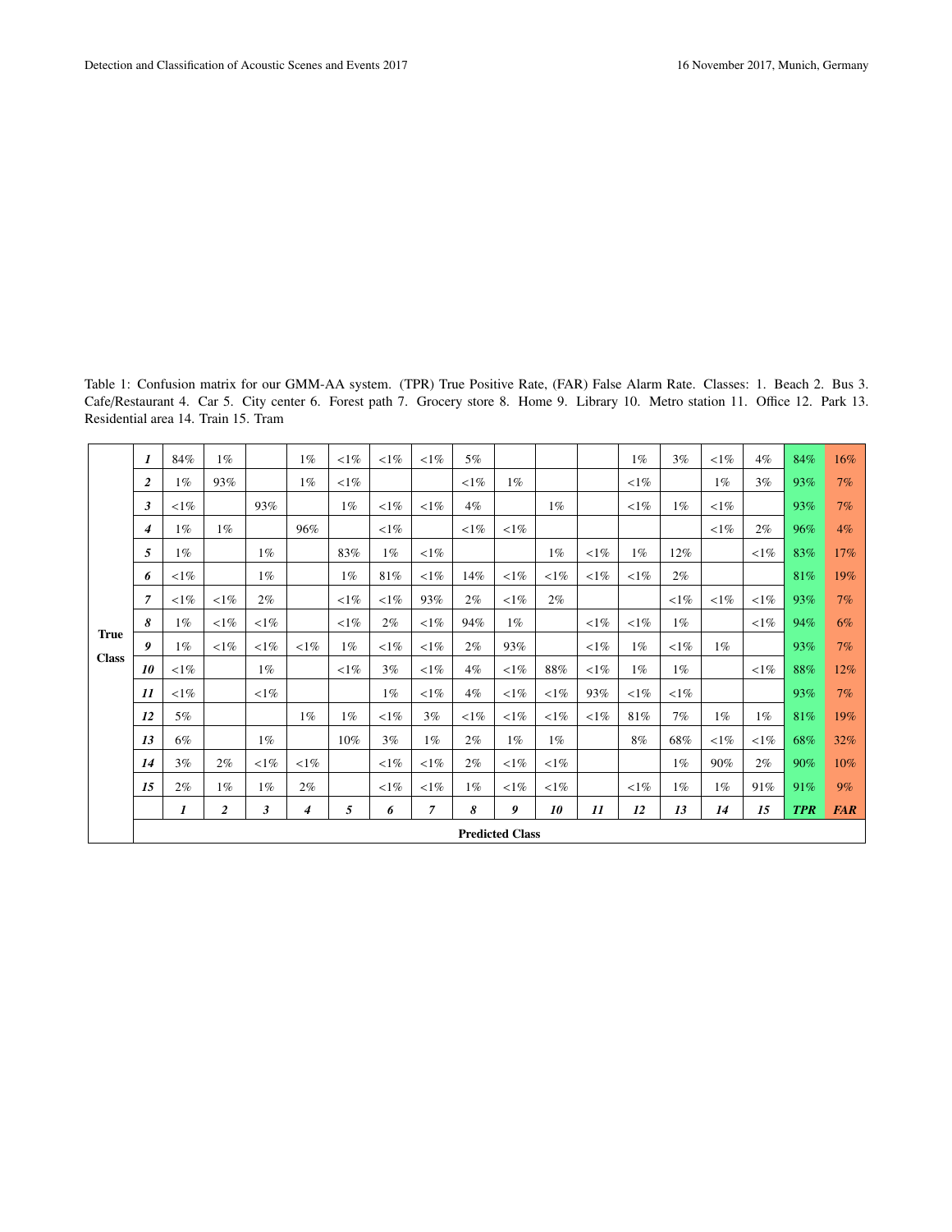Table 1: Confusion matrix for our GMM-AA system. (TPR) True Positive Rate, (FAR) False Alarm Rate. Classes: 1. Beach 2. Bus 3. Cafe/Restaurant 4. Car 5. City center 6. Forest path 7. Grocery store 8. Home 9. Library 10. Metro station 11. Office 12. Park 13. Residential area 14. Train 15. Tram

| True Class \ Predicted Class | 1 | 2 | 3 | 4 | 5 | 6 | 7 | 8 | 9 | 10 | 11 | 12 | 13 | 14 | 15 | TPR | FAR |
|---|---|---|---|---|---|---|---|---|---|---|---|---|---|---|---|---|---|
| 1 | 84% | 1% | | 1% | <1% | <1% | <1% | 5% | | | | 1% | 3% | <1% | 4% | 84% | 16% |
| 2 | 1% | 93% | | 1% | <1% | | | <1% | 1% | | | <1% | | 1% | 3% | 93% | 7% |
| 3 | <1% | | 93% | | 1% | <1% | <1% | 4% | | 1% | | <1% | 1% | <1% | | 93% | 7% |
| 4 | 1% | 1% | | 96% | | <1% | | <1% | <1% | | | | | <1% | 2% | 96% | 4% |
| 5 | 1% | | 1% | | 83% | 1% | <1% | | | 1% | <1% | 1% | 12% | | <1% | 83% | 17% |
| 6 | <1% | | 1% | | 1% | 81% | <1% | 14% | <1% | <1% | <1% | <1% | 2% | | | 81% | 19% |
| 7 | <1% | <1% | 2% | | <1% | <1% | 93% | 2% | <1% | 2% | | | <1% | <1% | <1% | 93% | 7% |
| 8 | 1% | <1% | <1% | | <1% | 2% | <1% | 94% | 1% | | <1% | <1% | 1% | | <1% | 94% | 6% |
| 9 | 1% | <1% | <1% | <1% | 1% | <1% | <1% | 2% | 93% | | <1% | 1% | <1% | 1% | | 93% | 7% |
| 10 | <1% | | 1% | | <1% | 3% | <1% | 4% | <1% | 88% | <1% | 1% | 1% | | <1% | 88% | 12% |
| 11 | <1% | | <1% | | | 1% | <1% | 4% | <1% | <1% | 93% | <1% | <1% | | | 93% | 7% |
| 12 | 5% | | | 1% | 1% | <1% | 3% | <1% | <1% | <1% | <1% | 81% | 7% | 1% | 1% | 81% | 19% |
| 13 | 6% | | 1% | | 10% | 3% | 1% | 2% | 1% | 1% | | 8% | 68% | <1% | <1% | 68% | 32% |
| 14 | 3% | 2% | <1% | <1% | | <1% | <1% | 2% | <1% | <1% | | | 1% | 90% | 2% | 90% | 10% |
| 15 | 2% | 1% | 1% | 2% | | <1% | <1% | 1% | <1% | <1% | | <1% | 1% | 1% | 91% | 91% | 9% |